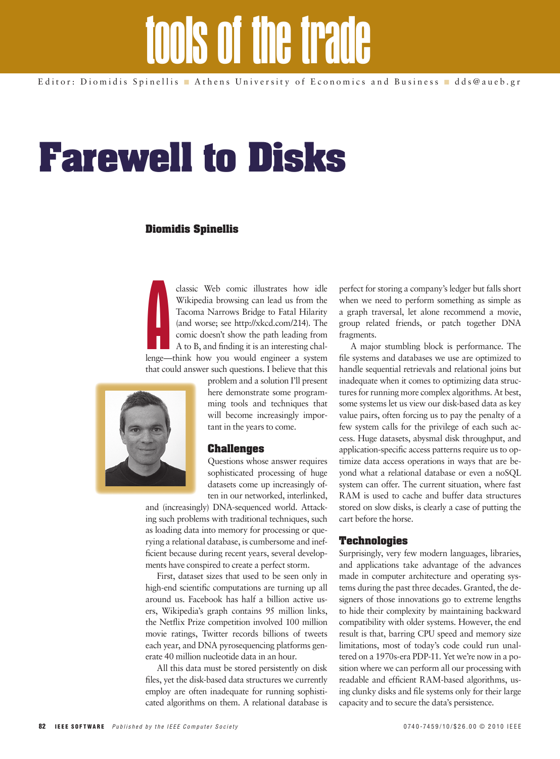# tools of the trade

Editor: Diomidis Spinellis ■ Athens University of Economics and Business ■ dds@aueb.gr

# Farewell to Disks

**Diomidis Spinellis**

A classic Web comic illustrates how idle Wikipedia browsing can lead us from the Tacoma Narrows Bridge to Fatal Hilarity (and worse; see http://xkcd.com/214). The comic doesn't show the path leading from A to B, and finding it is an interesting challenge—think how you would engineer a system that could answer such questions. I believe that this problem and a solution I'll present here demonstrate some programming tools and techniques that will become increasingly important in the years to come.

## Challenges

Questions whose answer requires sophisticated processing of huge datasets come up increasingly often in our networked, interlinked, and (increasingly) DNA-sequenced world. Attacking such problems with traditional techniques, such as loading data into memory for processing or querying a relational database, is cumbersome and inefficient because during recent years, several developments have conspired to create a perfect storm.

First, dataset sizes that used to be seen only in high-end scientific computations are turning up all around us. Facebook has half a billion active users, Wikipedia's graph contains 95 million links, the Netflix Prize competition involved 100 million movie ratings, Twitter records billions of tweets each year, and DNA pyrosequencing platforms generate 40 million nucleotide data in an hour.

All this data must be stored persistently on disk files, yet the disk-based data structures we currently employ are often inadequate for running sophisticated algorithms on them. A relational database is perfect for storing a company's ledger but falls short when we need to perform something as simple as a graph traversal, let alone recommend a movie, group related friends, or patch together DNA fragments.

A major stumbling block is performance. The file systems and databases we use are optimized to handle sequential retrievals and relational joins but inadequate when it comes to optimizing data structures for running more complex algorithms. At best, some systems let us view our disk-based data as key value pairs, often forcing us to pay the penalty of a few system calls for the privilege of each such access. Huge datasets, abysmal disk throughput, and application-specific access patterns require us to optimize data access operations in ways that are beyond what a relational database or even a noSQL system can offer. The current situation, where fast RAM is used to cache and buffer data structures stored on slow disks, is clearly a case of putting the cart before the horse.

## Technologies

Surprisingly, very few modern languages, libraries, and applications take advantage of the advances made in computer architecture and operating systems during the past three decades. Granted, the designers of those innovations go to extreme lengths to hide their complexity by maintaining backward compatibility with older systems. However, the end result is that, barring CPU speed and memory size limitations, most of today's code could run unaltered on a 1970s-era PDP-11. Yet we're now in a position where we can perform all our processing with readable and efficient RAM-based algorithms, using clunky disks and file systems only for their large capacity and to secure the data's persistence.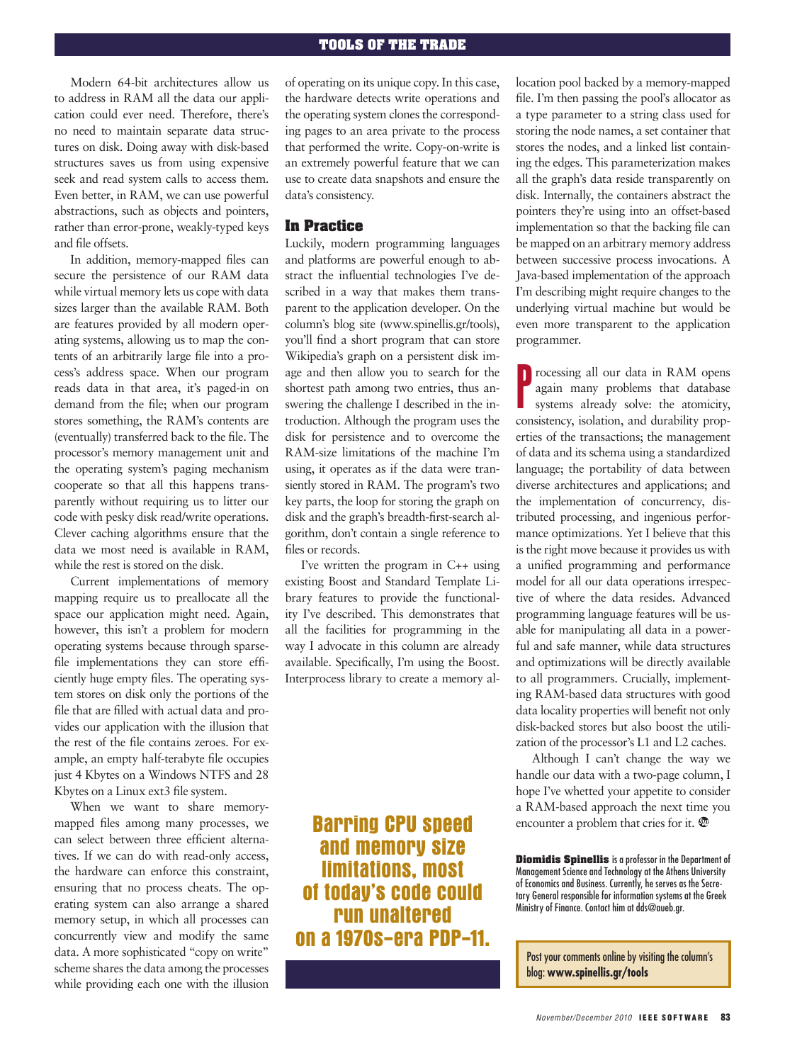Modern 64-bit architectures allow us to address in RAM all the data our application could ever need. Therefore, there's no need to maintain separate data structures on disk. Doing away with disk-based structures saves us from using expensive seek and read system calls to access them. Even better, in RAM, we can use powerful abstractions, such as objects and pointers, rather than error-prone, weakly-typed keys and file offsets.

In addition, memory-mapped files can secure the persistence of our RAM data while virtual memory lets us cope with data sizes larger than the available RAM. Both are features provided by all modern operating systems, allowing us to map the contents of an arbitrarily large file into a process's address space. When our program reads data in that area, it's paged-in on demand from the file; when our program stores something, the RAM's contents are (eventually) transferred back to the file. The processor's memory management unit and the operating system's paging mechanism cooperate so that all this happens transparently without requiring us to litter our code with pesky disk read/write operations. Clever caching algorithms ensure that the data we most need is available in RAM, while the rest is stored on the disk.

Current implementations of memory mapping require us to preallocate all the space our application might need. Again, however, this isn't a problem for modern operating systems because through sparse-file implementations they can store efficiently huge empty files. The operating system stores on disk only the portions of the file that are filled with actual data and provides our application with the illusion that the rest of the file contains zeroes. For example, an empty half-terabyte file occupies just 4 Kbytes on a Windows NTFS and 28 Kbytes on a Linux ext3 file system.

When we want to share memory-mapped files among many processes, we can select between three efficient alternatives. If we can do with read-only access, the hardware can enforce this constraint, ensuring that no process cheats. The operating system can also arrange a shared memory setup, in which all processes can concurrently view and modify the same data. A more sophisticated "copy on write" scheme shares the data among the processes while providing each one with the illusion of operating on its unique copy. In this case, the hardware detects write operations and the operating system clones the corresponding pages to an area private to the process that performed the write. Copy-on-write is an extremely powerful feature that we can use to create data snapshots and ensure the data's consistency.

## In Practice

Luckily, modern programming languages and platforms are powerful enough to abstract the influential technologies I've described in a way that makes them transparent to the application developer. On the column's blog site (www.spinellis.gr/tools), you'll find a short program that can store Wikipedia's graph on a persistent disk image and then allow you to search for the shortest path among two entries, thus answering the challenge I described in the introduction. Although the program uses the disk for persistence and to overcome the RAM-size limitations of the machine I'm using, it operates as if the data were transiently stored in RAM. The program's two key parts, the loop for storing the graph on disk and the graph's breadth-first-search algorithm, don't contain a single reference to files or records.

I've written the program in C++ using existing Boost and Standard Template Library features to provide the functionality I've described. This demonstrates that all the facilities for programming in the way I advocate in this column are already available. Specifically, I'm using the Boost.Interprocess library to create a memory allocation pool backed by a memory-mapped file. I'm then passing the pool's allocator as a type parameter to a string class used for storing the node names, a set container that stores the nodes, and a linked list containing the edges. This parameterization makes all the graph's data reside transparently on disk. Internally, the containers abstract the pointers they're using into an offset-based implementation so that the backing file can be mapped on an arbitrary memory address between successive process invocations. A Java-based implementation of the approach I'm describing might require changes to the underlying virtual machine but would be even more transparent to the application programmer.

**Barring CPU speed and memory size limitations, most of today's code could run unaltered on a 1970s-era PDP-11.**

Processing all our data in RAM opens again many problems that database systems already solve: the atomicity, consistency, isolation, and durability properties of the transactions; the management of data and its schema using a standardized language; the portability of data between diverse architectures and applications; and the implementation of concurrency, distributed processing, and ingenious performance optimizations. Yet I believe that this is the right move because it provides us with a unified programming and performance model for all our data operations irrespective of where the data resides. Advanced programming language features will be usable for manipulating all data in a powerful and safe manner, while data structures and optimizations will be directly available to all programmers. Crucially, implementing RAM-based data structures with good data locality properties will benefit not only disk-backed stores but also boost the utilization of the processor's L1 and L2 caches.

Although I can't change the way we handle our data with a two-page column, I hope I've whetted your appetite to consider a RAM-based approach the next time you encounter a problem that cries for it.

**Diomidis Spinellis** is a professor in the Department of Management Science and Technology at the Athens University of Economics and Business. Currently, he serves as the Secretary General responsible for information systems at the Greek Ministry of Finance. Contact him at dds@aueb.gr.

Post your comments online by visiting the column's blog: **www.spinellis.gr/tools**